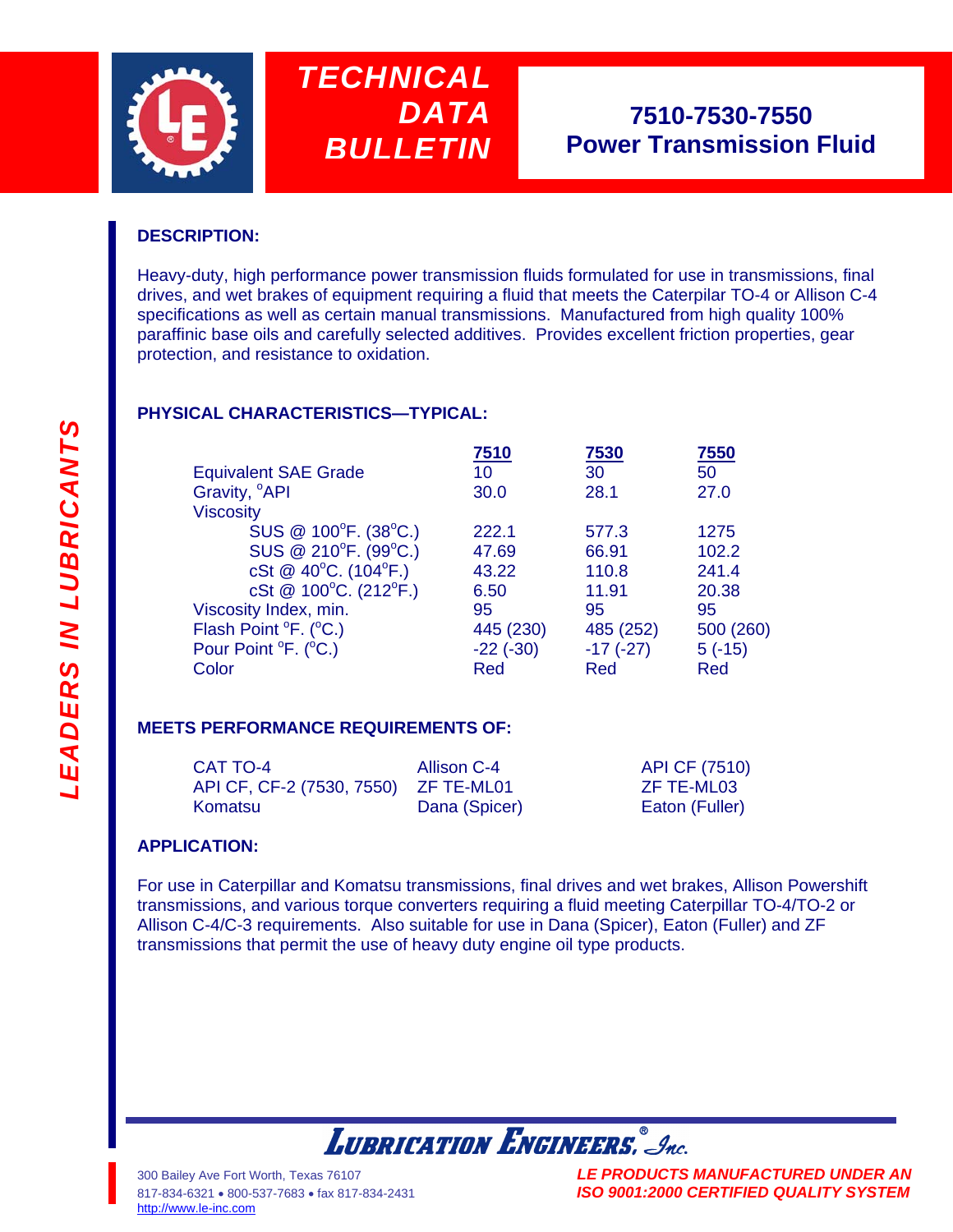# TECHNICAL DATA BULLETIN

## 7510-7530-7550 Power Transmission Fluid

*LEADERS IN LUBRICANTS*

### DESCRIPTION:

Heavy-duty, high performance power transmission fluids formulated for use in transmissions, final drives, and wet brakes of equipment requiring a fluid that meets the Caterpilar TO-4 or Allison C-4 specifications as well as certain manual transmissions. Manufactured from high quality 100% paraffinic base oils and carefully selected additives. Provides excellent friction properties, gear protection, and resistance to oxidation.

### PHYSICAL CHARACTERISTICS—TYPICAL:

| | 7510 | 7530 | 7550 |
|---|---|---|---|
| Equivalent SAE Grade | 10 | 30 | 50 |
| Gravity, °API | 30.0 | 28.1 | 27.0 |
| Viscosity | | | |
| SUS @ 100°F. (38°C.) | 222.1 | 577.3 | 1275 |
| SUS @ 210°F. (99°C.) | 47.69 | 66.91 | 102.2 |
| cSt @ 40°C. (104°F.) | 43.22 | 110.8 | 241.4 |
| cSt @ 100°C. (212°F.) | 6.50 | 11.91 | 20.38 |
| Viscosity Index, min. | 95 | 95 | 95 |
| Flash Point °F. (°C.) | 445 (230) | 485 (252) | 500 (260) |
| Pour Point °F. (°C.) | -22 (-30) | -17 (-27) | 5 (-15) |
| Color | Red | Red | Red |

### MEETS PERFORMANCE REQUIREMENTS OF:

| | | |
|---|---|---|
| CAT TO-4 | Allison C-4 | API CF (7510) |
| API CF, CF-2 (7530, 7550) | ZF TE-ML01 | ZF TE-ML03 |
| Komatsu | Dana (Spicer) | Eaton (Fuller) |

### APPLICATION:

For use in Caterpillar and Komatsu transmissions, final drives and wet brakes, Allison Powershift transmissions, and various torque converters requiring a fluid meeting Caterpillar TO-4/TO-2 or Allison C-4/C-3 requirements. Also suitable for use in Dana (Spicer), Eaton (Fuller) and ZF transmissions that permit the use of heavy duty engine oil type products.

**LUBRICATION ENGINEERS®, Inc.**

300 Bailey Ave Fort Worth, Texas 76107
817-834-6321 • 800-537-7683 • fax 817-834-2431
http://www.le-inc.com

*LE PRODUCTS MANUFACTURED UNDER AN ISO 9001:2000 CERTIFIED QUALITY SYSTEM*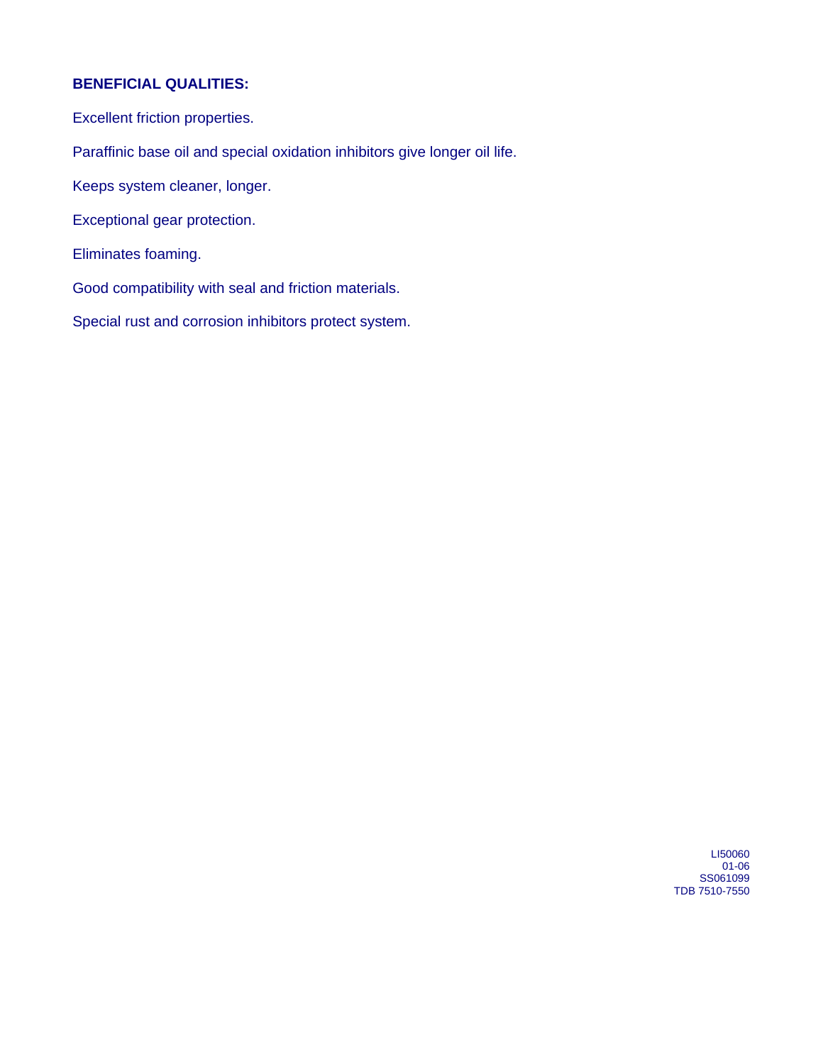**BENEFICIAL QUALITIES:**

Excellent friction properties.

Paraffinic base oil and special oxidation inhibitors give longer oil life.

Keeps system cleaner, longer.

Exceptional gear protection.

Eliminates foaming.

Good compatibility with seal and friction materials.

Special rust and corrosion inhibitors protect system.

LI50060
01-06
SS061099
TDB 7510-7550